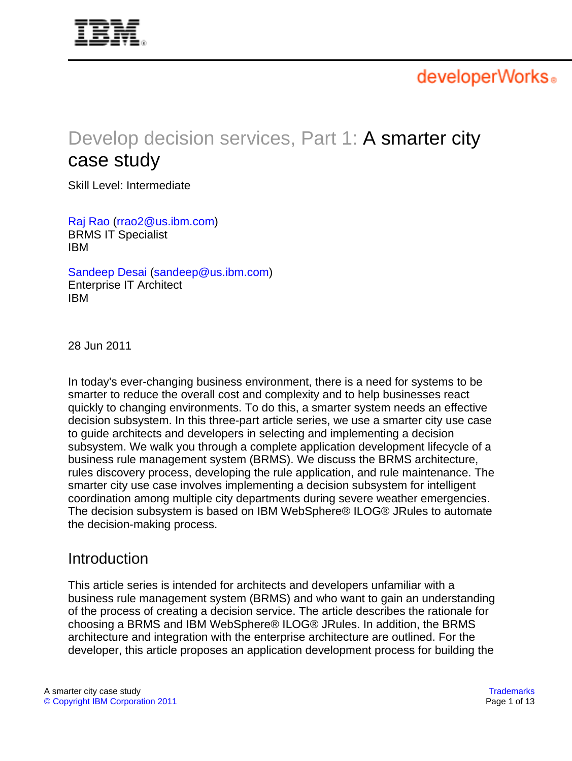# Develop decision services, Part 1: A smarter city case study

Skill Level: Intermediate

Raj Rao (rrao2@us.ibm.com)
BRMS IT Specialist
IBM

Sandeep Desai (sandeep@us.ibm.com)
Enterprise IT Architect
IBM

28 Jun 2011

In today's ever-changing business environment, there is a need for systems to be smarter to reduce the overall cost and complexity and to help businesses react quickly to changing environments. To do this, a smarter system needs an effective decision subsystem. In this three-part article series, we use a smarter city use case to guide architects and developers in selecting and implementing a decision subsystem. We walk you through a complete application development lifecycle of a business rule management system (BRMS). We discuss the BRMS architecture, rules discovery process, developing the rule application, and rule maintenance. The smarter city use case involves implementing a decision subsystem for intelligent coordination among multiple city departments during severe weather emergencies. The decision subsystem is based on IBM WebSphere® ILOG® JRules to automate the decision-making process.

## Introduction

This article series is intended for architects and developers unfamiliar with a business rule management system (BRMS) and who want to gain an understanding of the process of creating a decision service. The article describes the rationale for choosing a BRMS and IBM WebSphere® ILOG® JRules. In addition, the BRMS architecture and integration with the enterprise architecture are outlined. For the developer, this article proposes an application development process for building the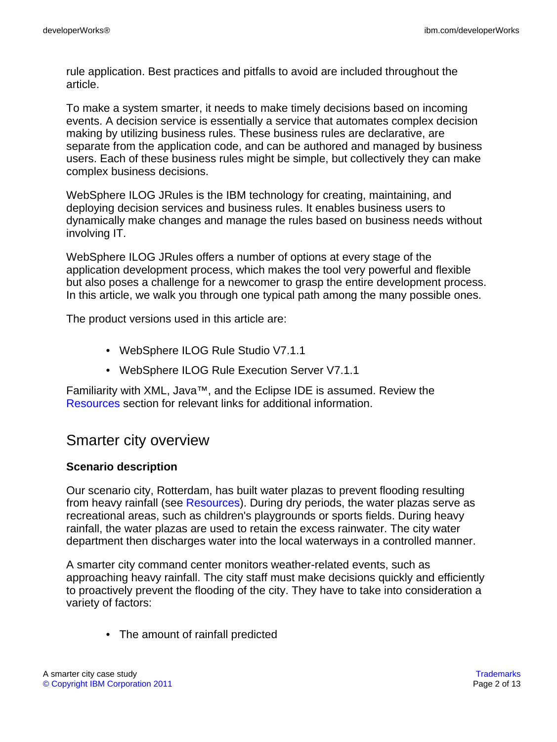rule application. Best practices and pitfalls to avoid are included throughout the article.

To make a system smarter, it needs to make timely decisions based on incoming events. A decision service is essentially a service that automates complex decision making by utilizing business rules. These business rules are declarative, are separate from the application code, and can be authored and managed by business users. Each of these business rules might be simple, but collectively they can make complex business decisions.

WebSphere ILOG JRules is the IBM technology for creating, maintaining, and deploying decision services and business rules. It enables business users to dynamically make changes and manage the rules based on business needs without involving IT.

WebSphere ILOG JRules offers a number of options at every stage of the application development process, which makes the tool very powerful and flexible but also poses a challenge for a newcomer to grasp the entire development process. In this article, we walk you through one typical path among the many possible ones.

The product versions used in this article are:

- WebSphere ILOG Rule Studio V7.1.1
- WebSphere ILOG Rule Execution Server V7.1.1

Familiarity with XML, Java™, and the Eclipse IDE is assumed. Review the Resources section for relevant links for additional information.

## Smarter city overview

### Scenario description

Our scenario city, Rotterdam, has built water plazas to prevent flooding resulting from heavy rainfall (see Resources). During dry periods, the water plazas serve as recreational areas, such as children's playgrounds or sports fields. During heavy rainfall, the water plazas are used to retain the excess rainwater. The city water department then discharges water into the local waterways in a controlled manner.

A smarter city command center monitors weather-related events, such as approaching heavy rainfall. The city staff must make decisions quickly and efficiently to proactively prevent the flooding of the city. They have to take into consideration a variety of factors:

- The amount of rainfall predicted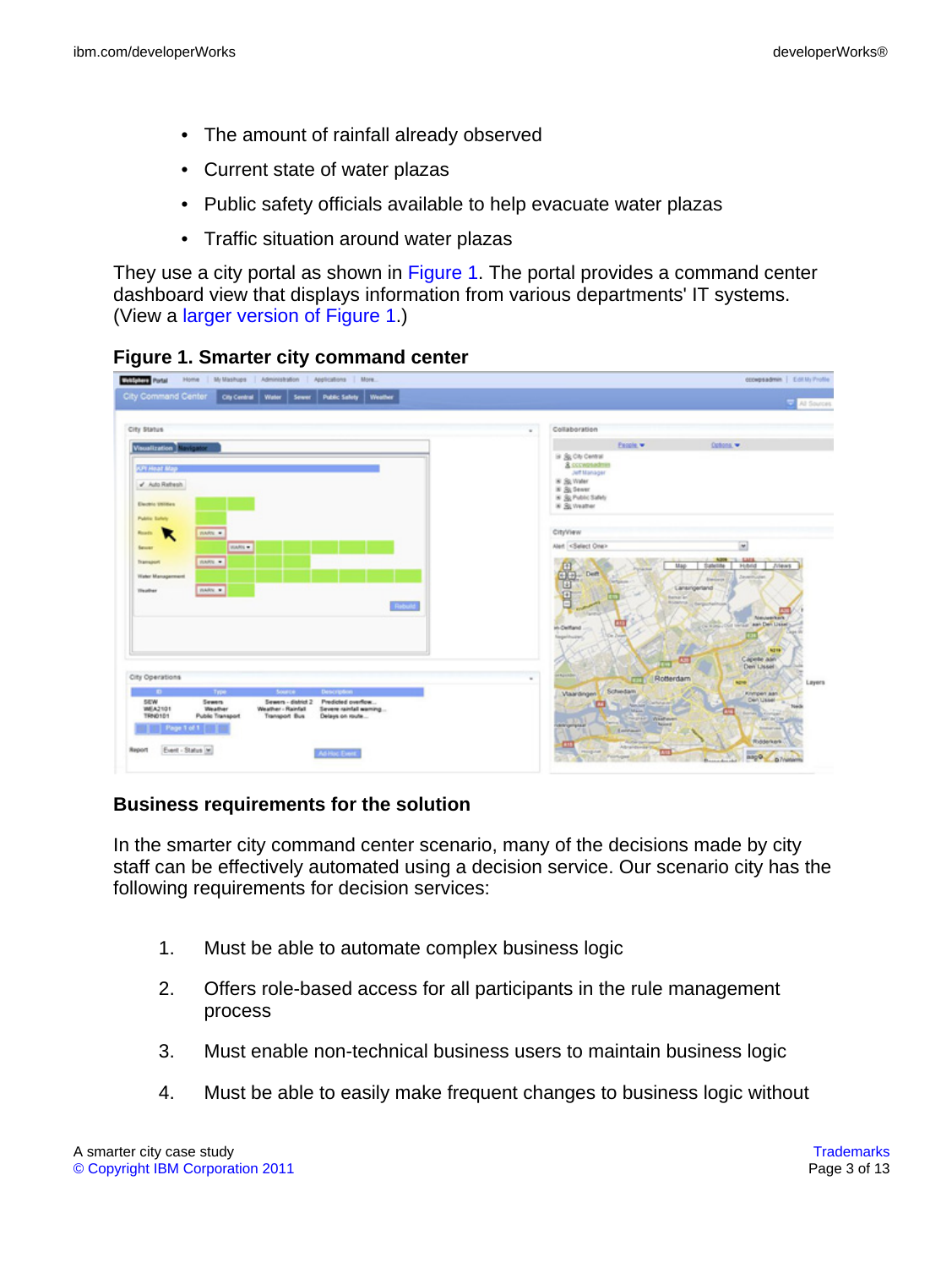- The amount of rainfall already observed
- Current state of water plazas
- Public safety officials available to help evacuate water plazas
- Traffic situation around water plazas

They use a city portal as shown in Figure 1. The portal provides a command center dashboard view that displays information from various departments' IT systems. (View a larger version of Figure 1.)

**Figure 1. Smarter city command center**

### Business requirements for the solution

In the smarter city command center scenario, many of the decisions made by city staff can be effectively automated using a decision service. Our scenario city has the following requirements for decision services:

1. Must be able to automate complex business logic
2. Offers role-based access for all participants in the rule management process
3. Must enable non-technical business users to maintain business logic
4. Must be able to easily make frequent changes to business logic without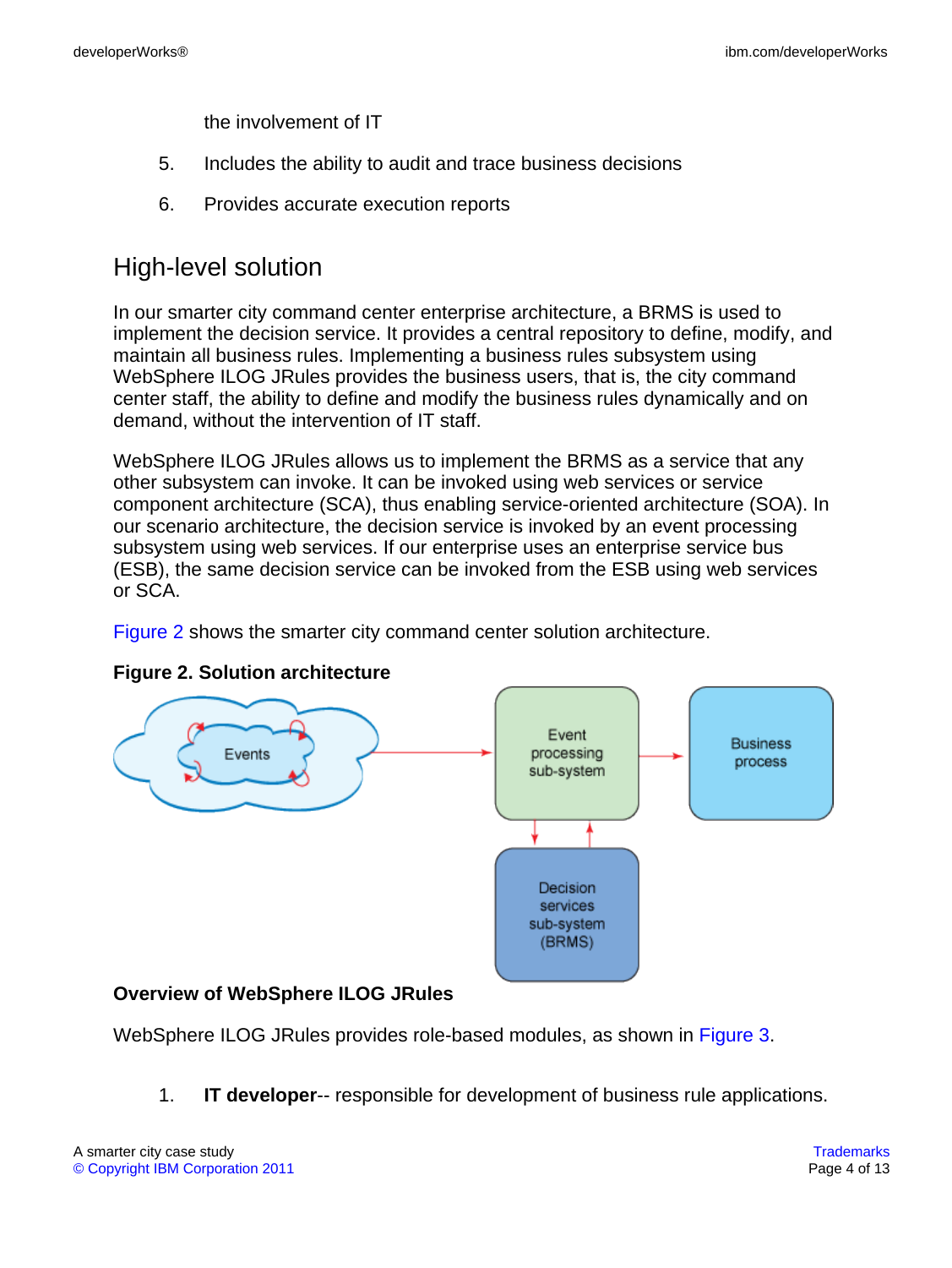the involvement of IT

5. Includes the ability to audit and trace business decisions
6. Provides accurate execution reports

## High-level solution

In our smarter city command center enterprise architecture, a BRMS is used to implement the decision service. It provides a central repository to define, modify, and maintain all business rules. Implementing a business rules subsystem using WebSphere ILOG JRules provides the business users, that is, the city command center staff, the ability to define and modify the business rules dynamically and on demand, without the intervention of IT staff.

WebSphere ILOG JRules allows us to implement the BRMS as a service that any other subsystem can invoke. It can be invoked using web services or service component architecture (SCA), thus enabling service-oriented architecture (SOA). In our scenario architecture, the decision service is invoked by an event processing subsystem using web services. If our enterprise uses an enterprise service bus (ESB), the same decision service can be invoked from the ESB using web services or SCA.

Figure 2 shows the smarter city command center solution architecture.

**Figure 2. Solution architecture**

### Overview of WebSphere ILOG JRules

WebSphere ILOG JRules provides role-based modules, as shown in Figure 3.

1. **IT developer**-- responsible for development of business rule applications.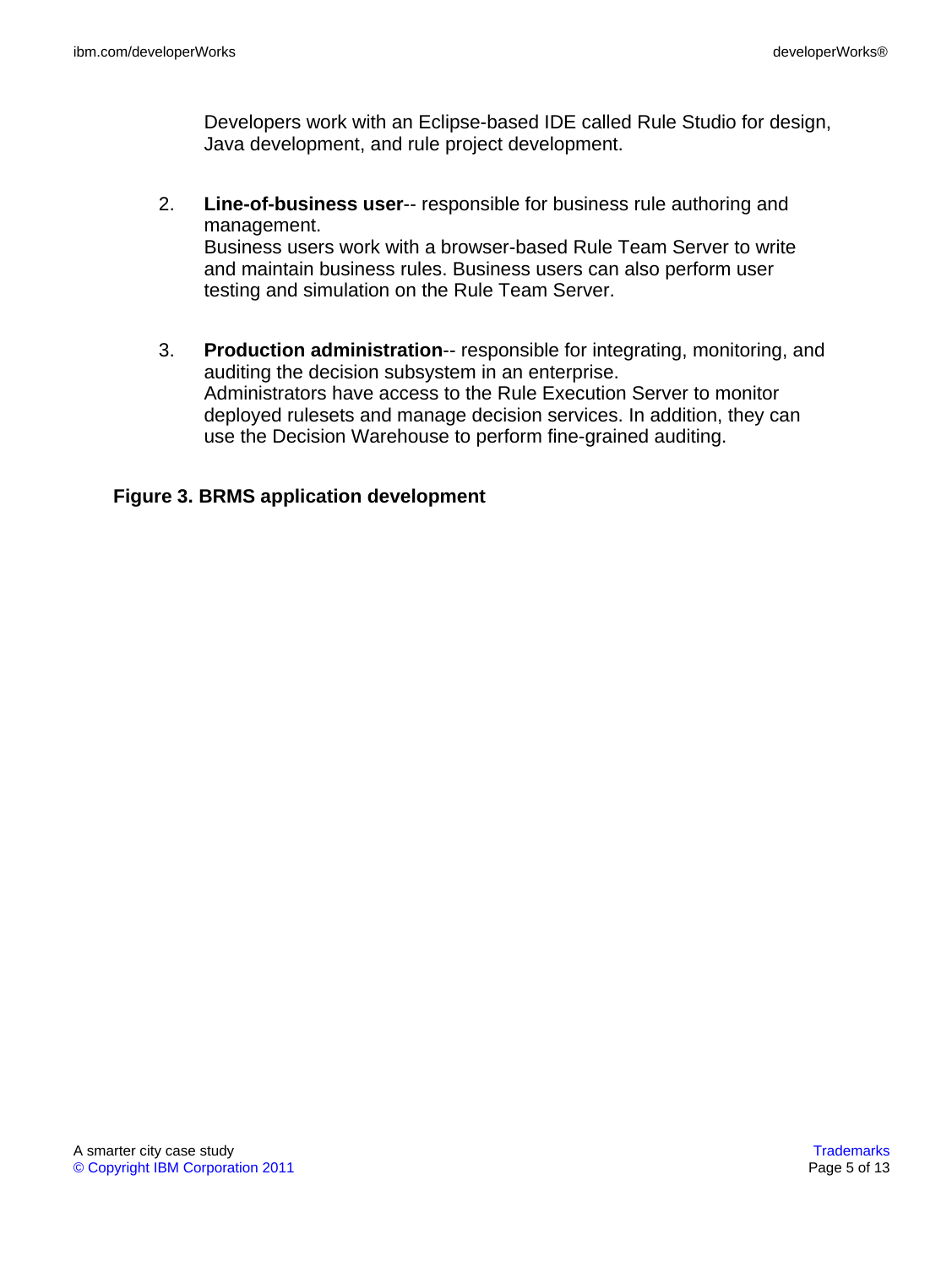Developers work with an Eclipse-based IDE called Rule Studio for design, Java development, and rule project development.

2. **Line-of-business user**-- responsible for business rule authoring and management.
   Business users work with a browser-based Rule Team Server to write and maintain business rules. Business users can also perform user testing and simulation on the Rule Team Server.

3. **Production administration**-- responsible for integrating, monitoring, and auditing the decision subsystem in an enterprise.
   Administrators have access to the Rule Execution Server to monitor deployed rulesets and manage decision services. In addition, they can use the Decision Warehouse to perform fine-grained auditing.

**Figure 3. BRMS application development**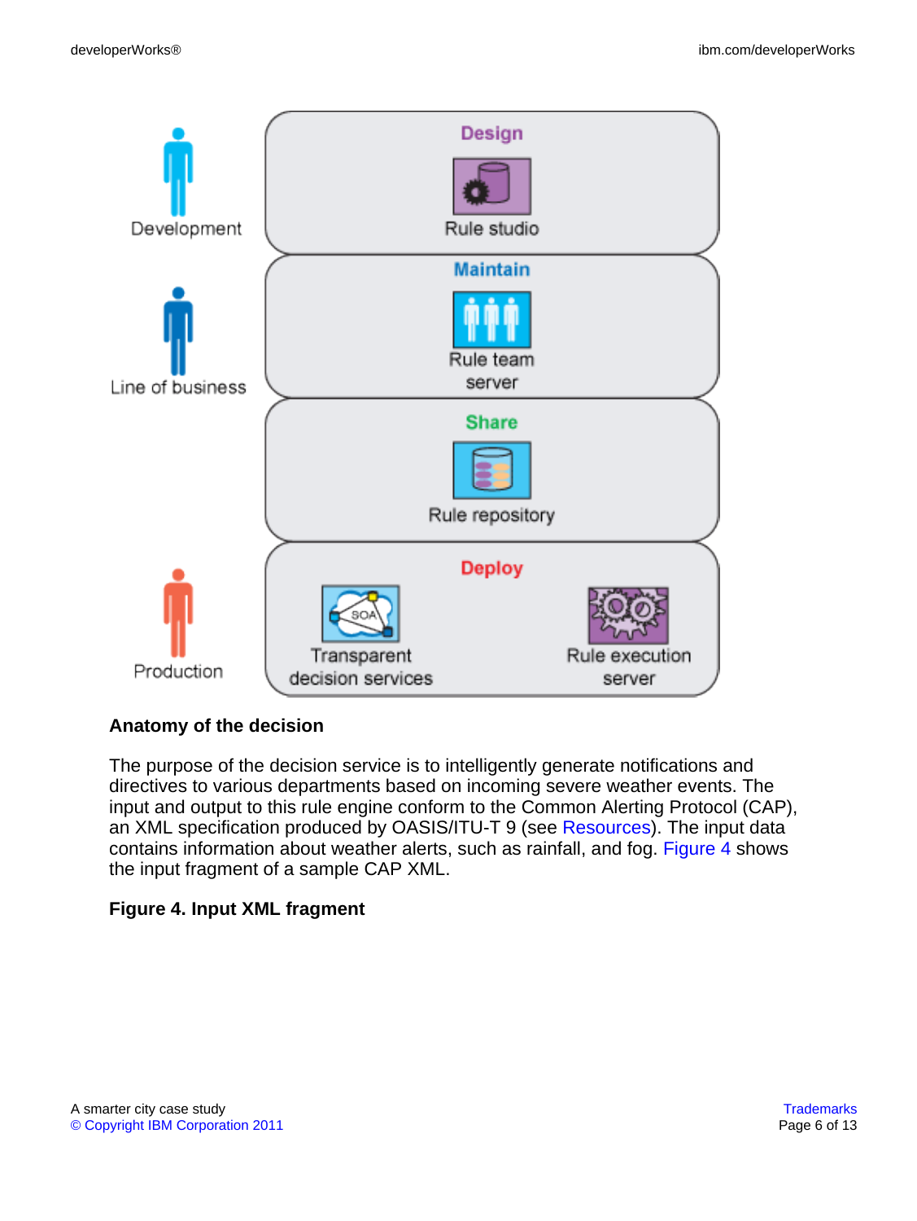Development

Line of business

Production

Design

Rule studio

Maintain

Rule team server

Share

Rule repository

Deploy

Transparent decision services

Rule execution server

### Anatomy of the decision

The purpose of the decision service is to intelligently generate notifications and directives to various departments based on incoming severe weather events. The input and output to this rule engine conform to the Common Alerting Protocol (CAP), an XML specification produced by OASIS/ITU-T 9 (see Resources). The input data contains information about weather alerts, such as rainfall, and fog. Figure 4 shows the input fragment of a sample CAP XML.

**Figure 4. Input XML fragment**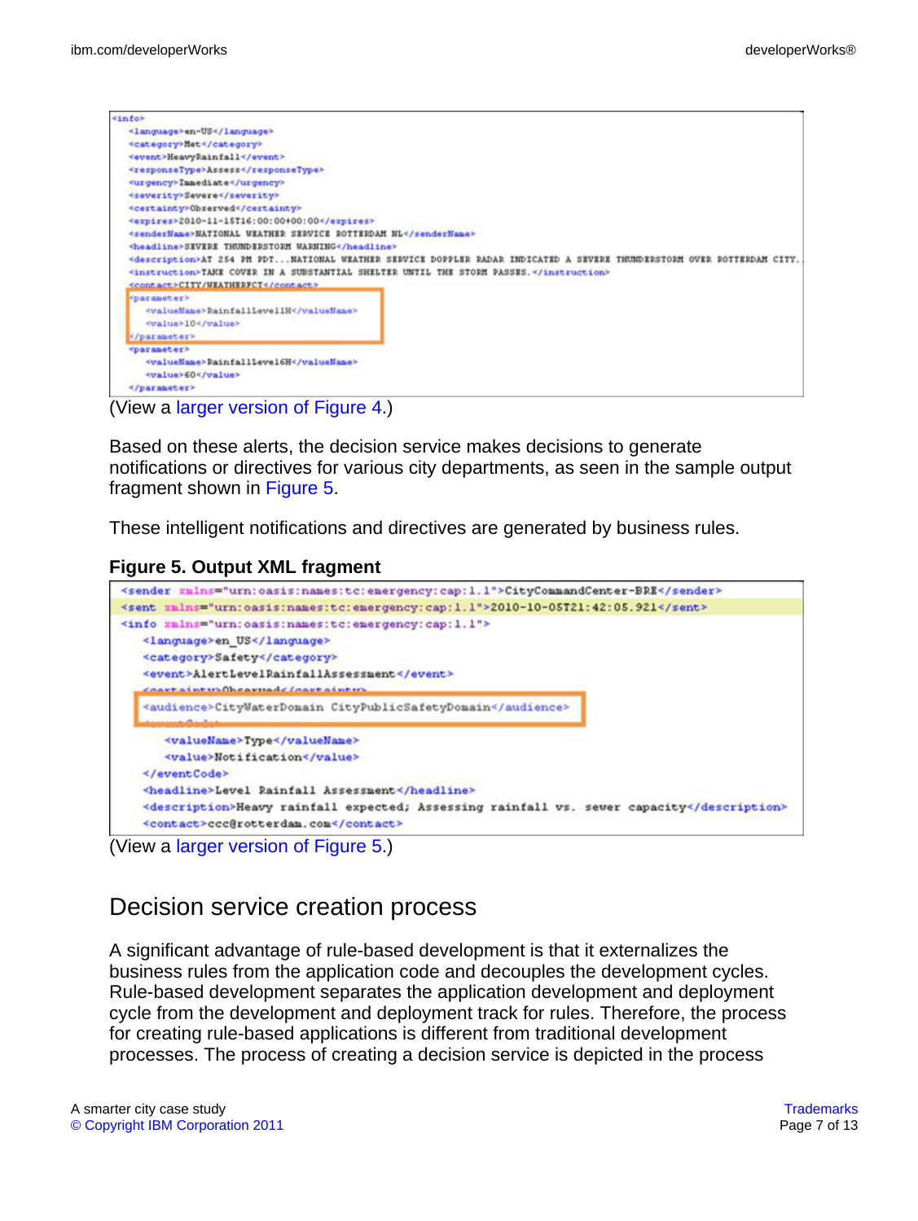```
<info>
    <language>en-US</language>
    <category>Met</category>
    <event>HeavyRainfall</event>
    <responseType>Assess</responseType>
    <urgency>Immediate</urgency>
    <severity>Severe</severity>
    <certainty>Observed</certainty>
    <expires>2010-11-15T16:00:00+00:00</expires>
    <senderName>NATIONAL WEATHER SERVICE ROTTERDAM NL</senderName>
    <headline>SEVERE THUNDERSTORM WARNING</headline>
    <description>AT 254 PM PDT...NATIONAL WEATHER SERVICE DOPPLER RADAR INDICATED A SEVERE THUNDERSTORM OVER ROTTERDAM CITY.
    <instruction>TAKE COVER IN A SUBSTANTIAL SHELTER UNTIL THE STORM PASSES.</instruction>
    <contact>CITY/WEATHERPCT</contact>
    <parameter>
        <valueName>RainfallLevel1H</valueName>
        <value>10</value>
    </parameter>
    <parameter>
        <valueName>RainfallLevel6H</valueName>
        <value>60</value>
    </parameter>
```

(View a larger version of Figure 4.)

Based on these alerts, the decision service makes decisions to generate notifications or directives for various city departments, as seen in the sample output fragment shown in Figure 5.

These intelligent notifications and directives are generated by business rules.

**Figure 5. Output XML fragment**

```
<sender xmlns="urn:oasis:names:tc:emergency:cap:1.1">CityCommandCenter-BRE</sender>
<sent xmlns="urn:oasis:names:tc:emergency:cap:1.1">2010-10-05T21:42:05.921</sent>
<info xmlns="urn:oasis:names:tc:emergency:cap:1.1">
    <language>en_US</language>
    <category>Safety</category>
    <event>AlertLevelRainfallAssessment</event>
    <certainty>Observed</certainty>
    <audience>CityWaterDomain CityPublicSafetyDomain</audience>
    <eventCode>
        <valueName>Type</valueName>
        <value>Notification</value>
    </eventCode>
    <headline>Level Rainfall Assessment</headline>
    <description>Heavy rainfall expected; Assessing rainfall vs. sewer capacity</description>
    <contact>ccc@rotterdam.com</contact>
```

(View a larger version of Figure 5.)

## Decision service creation process

A significant advantage of rule-based development is that it externalizes the business rules from the application code and decouples the development cycles. Rule-based development separates the application development and deployment cycle from the development and deployment track for rules. Therefore, the process for creating rule-based applications is different from traditional development processes. The process of creating a decision service is depicted in the process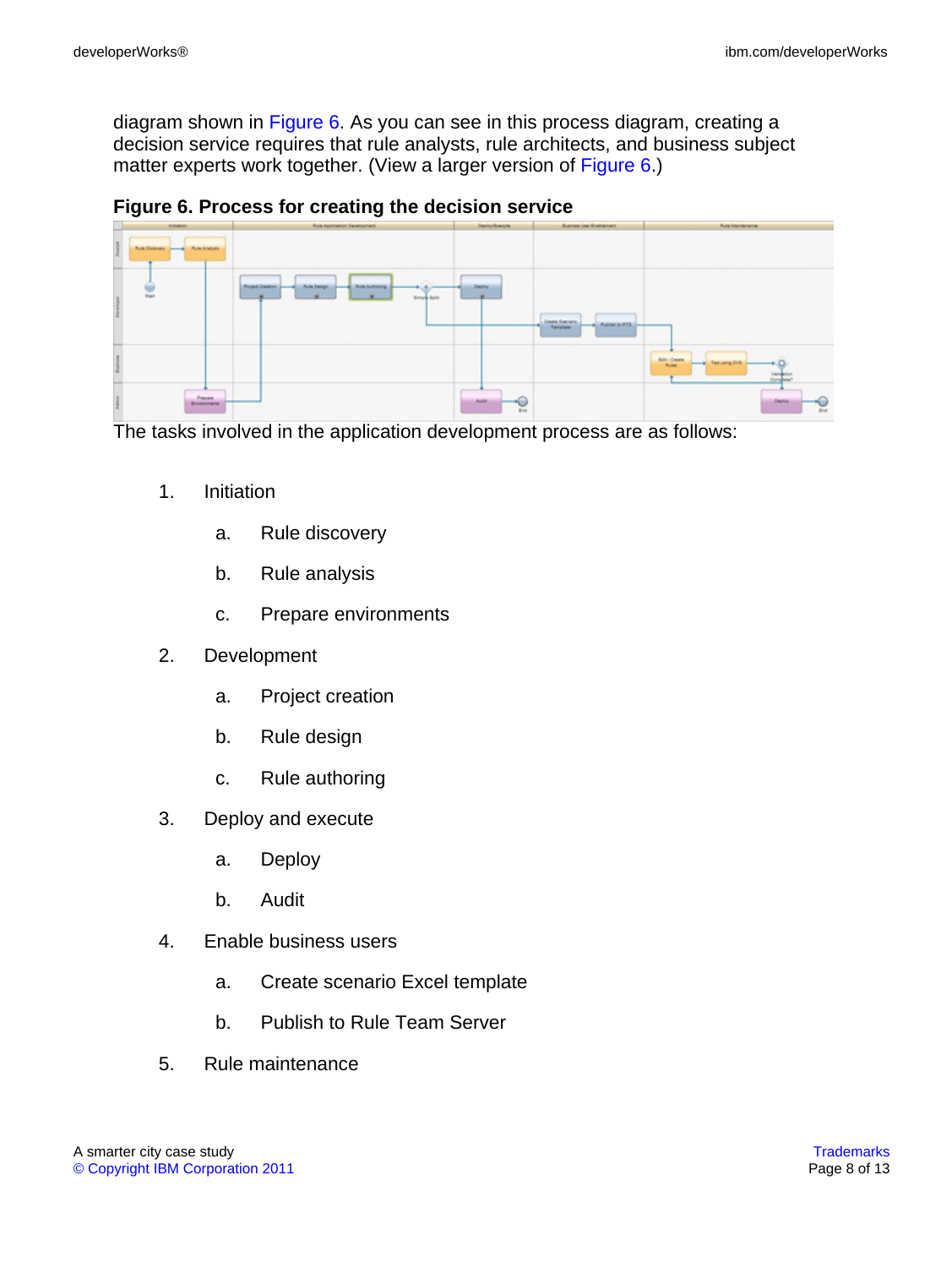diagram shown in Figure 6. As you can see in this process diagram, creating a decision service requires that rule analysts, rule architects, and business subject matter experts work together. (View a larger version of Figure 6.)

**Figure 6. Process for creating the decision service**

The tasks involved in the application development process are as follows:

1. Initiation
    a. Rule discovery
    b. Rule analysis
    c. Prepare environments
2. Development
    a. Project creation
    b. Rule design
    c. Rule authoring
3. Deploy and execute
    a. Deploy
    b. Audit
4. Enable business users
    a. Create scenario Excel template
    b. Publish to Rule Team Server
5. Rule maintenance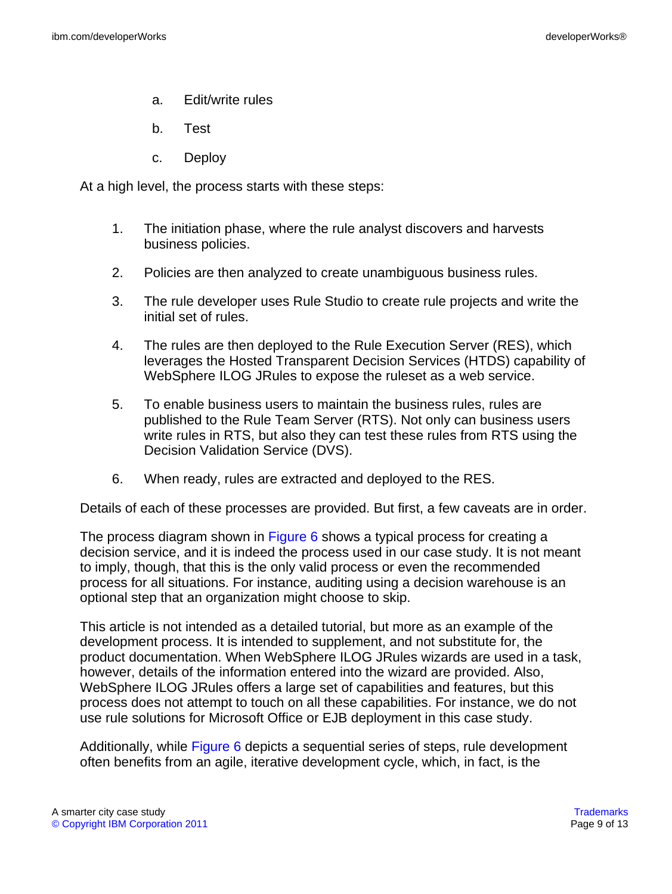a. Edit/write rules

b. Test

c. Deploy

At a high level, the process starts with these steps:

1. The initiation phase, where the rule analyst discovers and harvests business policies.
2. Policies are then analyzed to create unambiguous business rules.
3. The rule developer uses Rule Studio to create rule projects and write the initial set of rules.
4. The rules are then deployed to the Rule Execution Server (RES), which leverages the Hosted Transparent Decision Services (HTDS) capability of WebSphere ILOG JRules to expose the ruleset as a web service.
5. To enable business users to maintain the business rules, rules are published to the Rule Team Server (RTS). Not only can business users write rules in RTS, but also they can test these rules from RTS using the Decision Validation Service (DVS).
6. When ready, rules are extracted and deployed to the RES.

Details of each of these processes are provided. But first, a few caveats are in order.

The process diagram shown in Figure 6 shows a typical process for creating a decision service, and it is indeed the process used in our case study. It is not meant to imply, though, that this is the only valid process or even the recommended process for all situations. For instance, auditing using a decision warehouse is an optional step that an organization might choose to skip.

This article is not intended as a detailed tutorial, but more as an example of the development process. It is intended to supplement, and not substitute for, the product documentation. When WebSphere ILOG JRules wizards are used in a task, however, details of the information entered into the wizard are provided. Also, WebSphere ILOG JRules offers a large set of capabilities and features, but this process does not attempt to touch on all these capabilities. For instance, we do not use rule solutions for Microsoft Office or EJB deployment in this case study.

Additionally, while Figure 6 depicts a sequential series of steps, rule development often benefits from an agile, iterative development cycle, which, in fact, is the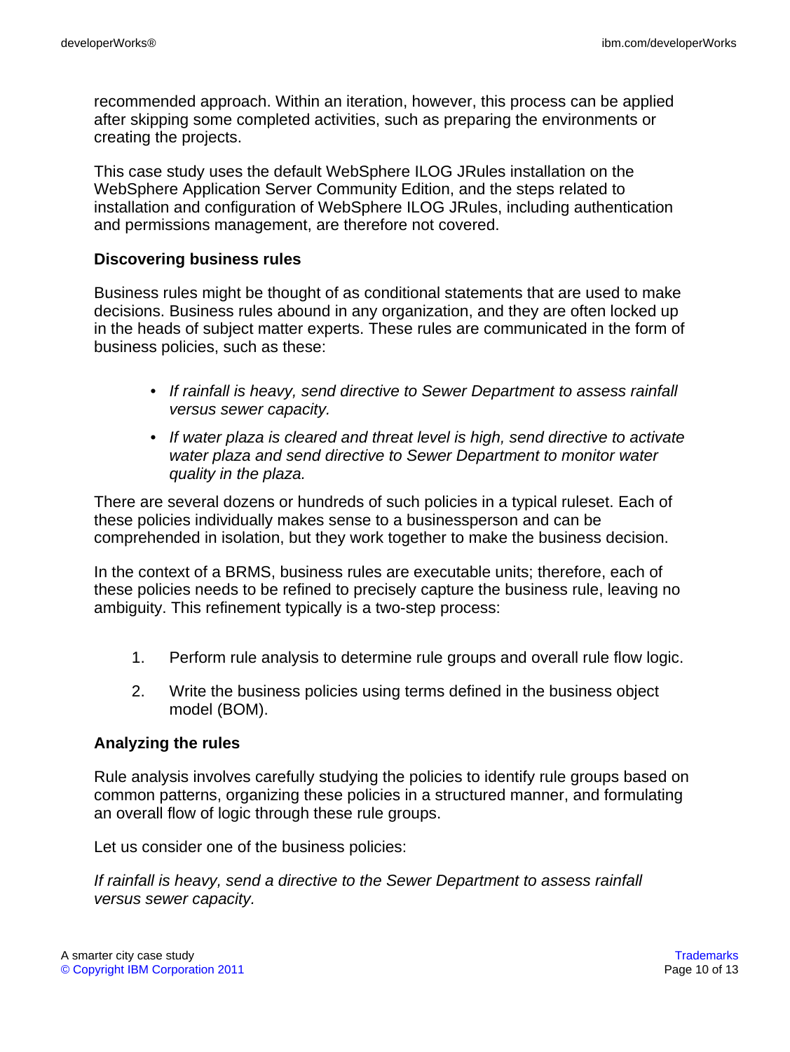recommended approach. Within an iteration, however, this process can be applied after skipping some completed activities, such as preparing the environments or creating the projects.

This case study uses the default WebSphere ILOG JRules installation on the WebSphere Application Server Community Edition, and the steps related to installation and configuration of WebSphere ILOG JRules, including authentication and permissions management, are therefore not covered.

### Discovering business rules

Business rules might be thought of as conditional statements that are used to make decisions. Business rules abound in any organization, and they are often locked up in the heads of subject matter experts. These rules are communicated in the form of business policies, such as these:

- *If rainfall is heavy, send directive to Sewer Department to assess rainfall versus sewer capacity.*
- *If water plaza is cleared and threat level is high, send directive to activate water plaza and send directive to Sewer Department to monitor water quality in the plaza.*

There are several dozens or hundreds of such policies in a typical ruleset. Each of these policies individually makes sense to a businessperson and can be comprehended in isolation, but they work together to make the business decision.

In the context of a BRMS, business rules are executable units; therefore, each of these policies needs to be refined to precisely capture the business rule, leaving no ambiguity. This refinement typically is a two-step process:

1. Perform rule analysis to determine rule groups and overall rule flow logic.
2. Write the business policies using terms defined in the business object model (BOM).

### Analyzing the rules

Rule analysis involves carefully studying the policies to identify rule groups based on common patterns, organizing these policies in a structured manner, and formulating an overall flow of logic through these rule groups.

Let us consider one of the business policies:

*If rainfall is heavy, send a directive to the Sewer Department to assess rainfall versus sewer capacity.*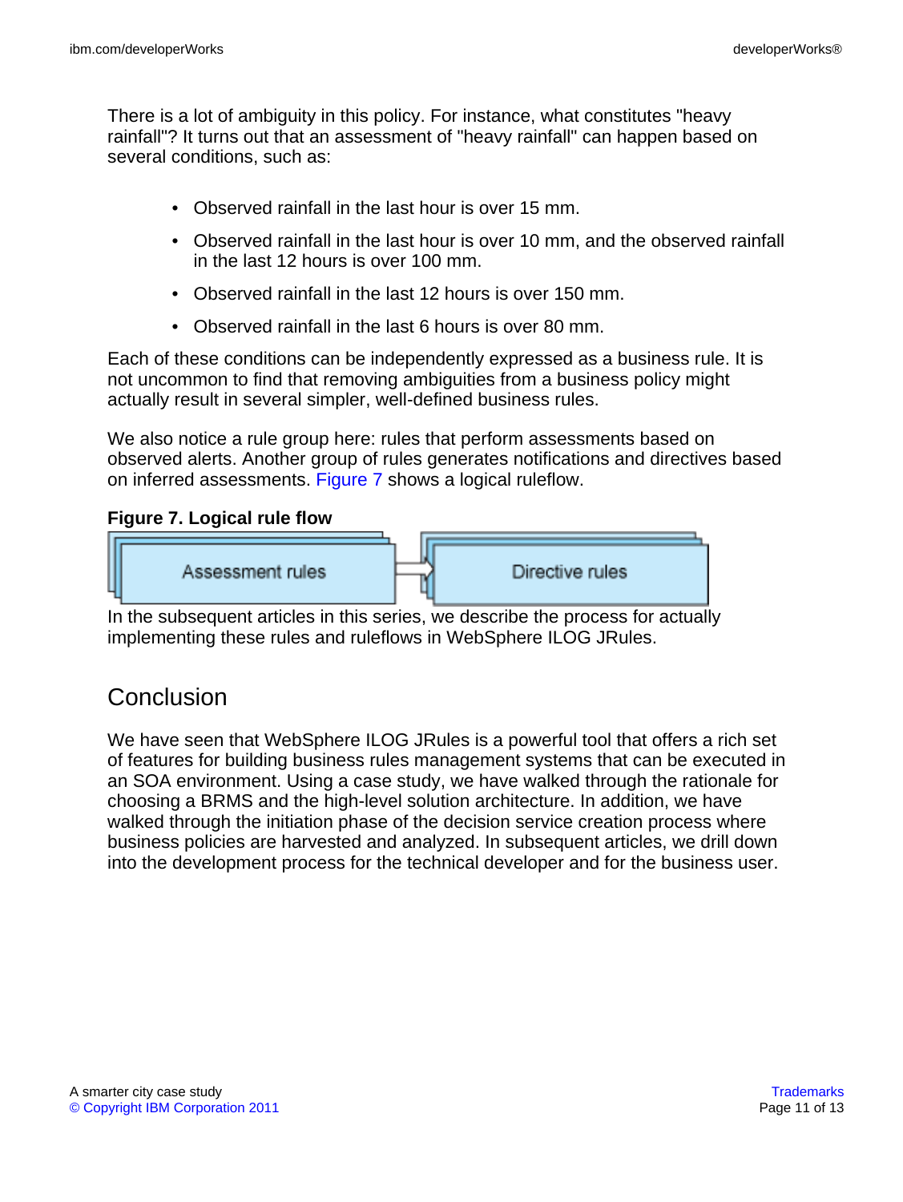There is a lot of ambiguity in this policy. For instance, what constitutes "heavy rainfall"? It turns out that an assessment of "heavy rainfall" can happen based on several conditions, such as:

- Observed rainfall in the last hour is over 15 mm.
- Observed rainfall in the last hour is over 10 mm, and the observed rainfall in the last 12 hours is over 100 mm.
- Observed rainfall in the last 12 hours is over 150 mm.
- Observed rainfall in the last 6 hours is over 80 mm.

Each of these conditions can be independently expressed as a business rule. It is not uncommon to find that removing ambiguities from a business policy might actually result in several simpler, well-defined business rules.

We also notice a rule group here: rules that perform assessments based on observed alerts. Another group of rules generates notifications and directives based on inferred assessments. Figure 7 shows a logical ruleflow.

**Figure 7. Logical rule flow**

Assessment rules → Directive rules

In the subsequent articles in this series, we describe the process for actually implementing these rules and ruleflows in WebSphere ILOG JRules.

## Conclusion

We have seen that WebSphere ILOG JRules is a powerful tool that offers a rich set of features for building business rules management systems that can be executed in an SOA environment. Using a case study, we have walked through the rationale for choosing a BRMS and the high-level solution architecture. In addition, we have walked through the initiation phase of the decision service creation process where business policies are harvested and analyzed. In subsequent articles, we drill down into the development process for the technical developer and for the business user.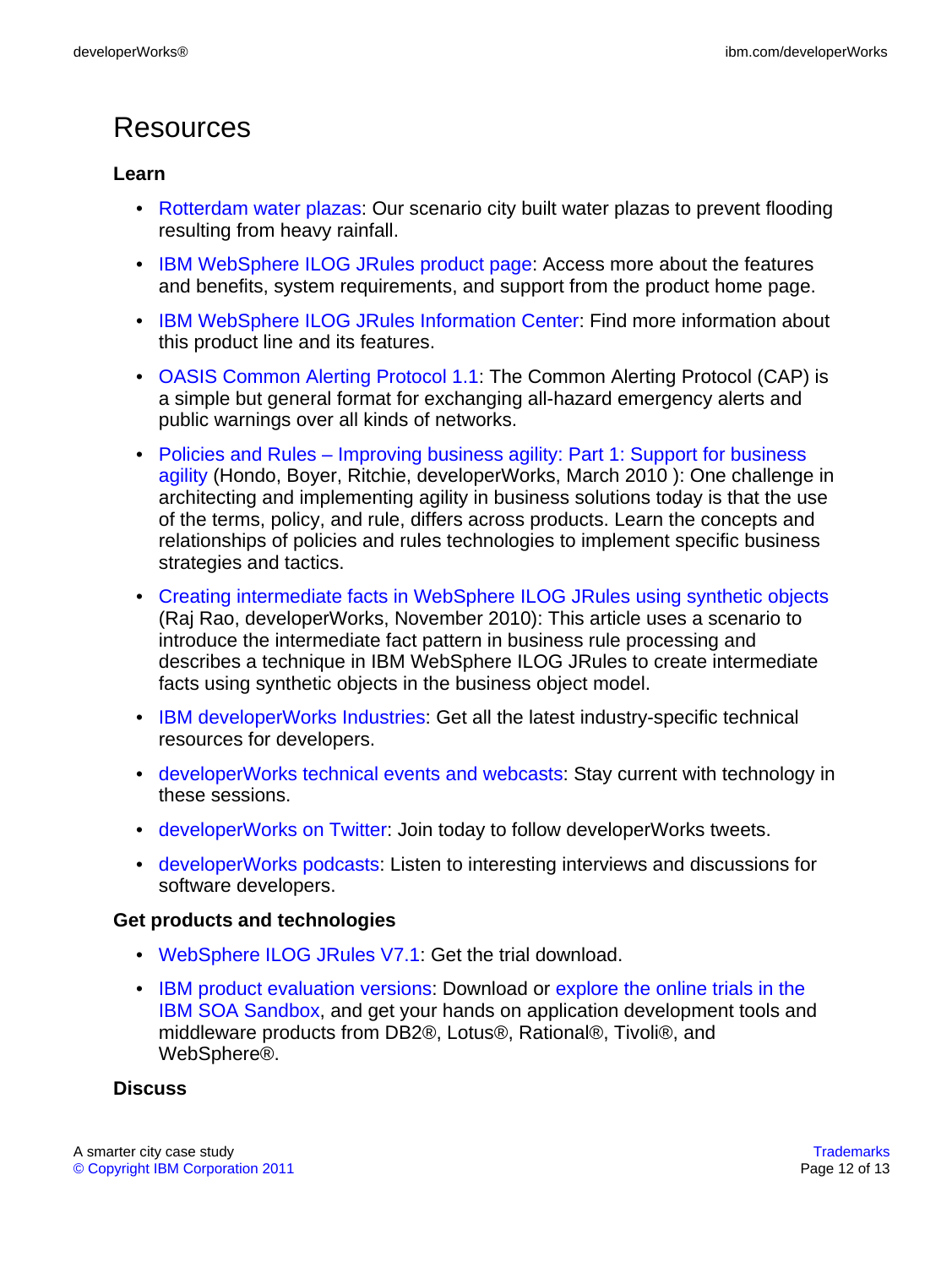# Resources

### Learn

- Rotterdam water plazas: Our scenario city built water plazas to prevent flooding resulting from heavy rainfall.
- IBM WebSphere ILOG JRules product page: Access more about the features and benefits, system requirements, and support from the product home page.
- IBM WebSphere ILOG JRules Information Center: Find more information about this product line and its features.
- OASIS Common Alerting Protocol 1.1: The Common Alerting Protocol (CAP) is a simple but general format for exchanging all-hazard emergency alerts and public warnings over all kinds of networks.
- Policies and Rules – Improving business agility: Part 1: Support for business agility (Hondo, Boyer, Ritchie, developerWorks, March 2010 ): One challenge in architecting and implementing agility in business solutions today is that the use of the terms, policy, and rule, differs across products. Learn the concepts and relationships of policies and rules technologies to implement specific business strategies and tactics.
- Creating intermediate facts in WebSphere ILOG JRules using synthetic objects (Raj Rao, developerWorks, November 2010): This article uses a scenario to introduce the intermediate fact pattern in business rule processing and describes a technique in IBM WebSphere ILOG JRules to create intermediate facts using synthetic objects in the business object model.
- IBM developerWorks Industries: Get all the latest industry-specific technical resources for developers.
- developerWorks technical events and webcasts: Stay current with technology in these sessions.
- developerWorks on Twitter: Join today to follow developerWorks tweets.
- developerWorks podcasts: Listen to interesting interviews and discussions for software developers.

### Get products and technologies

- WebSphere ILOG JRules V7.1: Get the trial download.
- IBM product evaluation versions: Download or explore the online trials in the IBM SOA Sandbox, and get your hands on application development tools and middleware products from DB2®, Lotus®, Rational®, Tivoli®, and WebSphere®.

### Discuss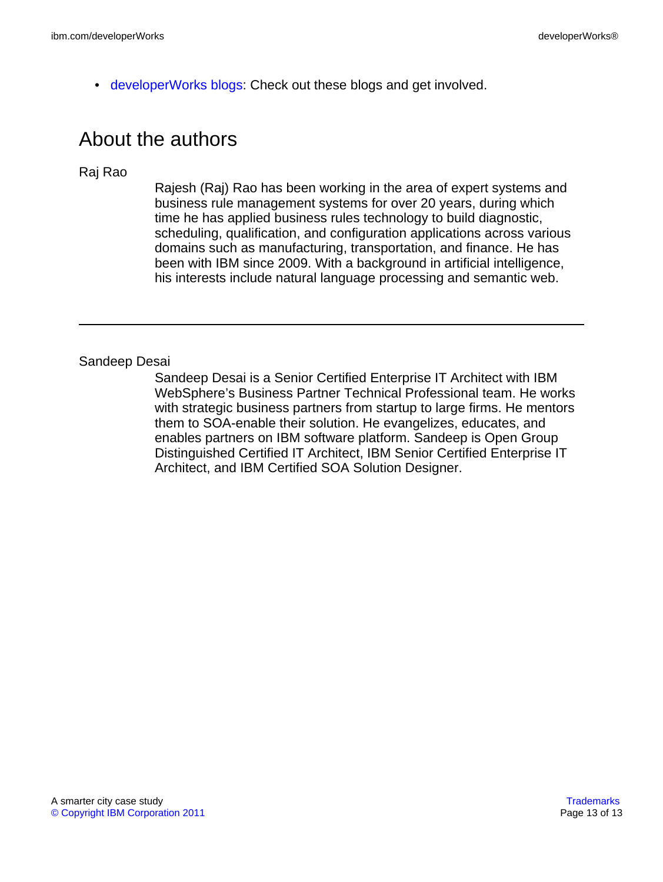- developerWorks blogs: Check out these blogs and get involved.

## About the authors

Raj Rao

Rajesh (Raj) Rao has been working in the area of expert systems and business rule management systems for over 20 years, during which time he has applied business rules technology to build diagnostic, scheduling, qualification, and configuration applications across various domains such as manufacturing, transportation, and finance. He has been with IBM since 2009. With a background in artificial intelligence, his interests include natural language processing and semantic web.

---

Sandeep Desai

Sandeep Desai is a Senior Certified Enterprise IT Architect with IBM WebSphere's Business Partner Technical Professional team. He works with strategic business partners from startup to large firms. He mentors them to SOA-enable their solution. He evangelizes, educates, and enables partners on IBM software platform. Sandeep is Open Group Distinguished Certified IT Architect, IBM Senior Certified Enterprise IT Architect, and IBM Certified SOA Solution Designer.